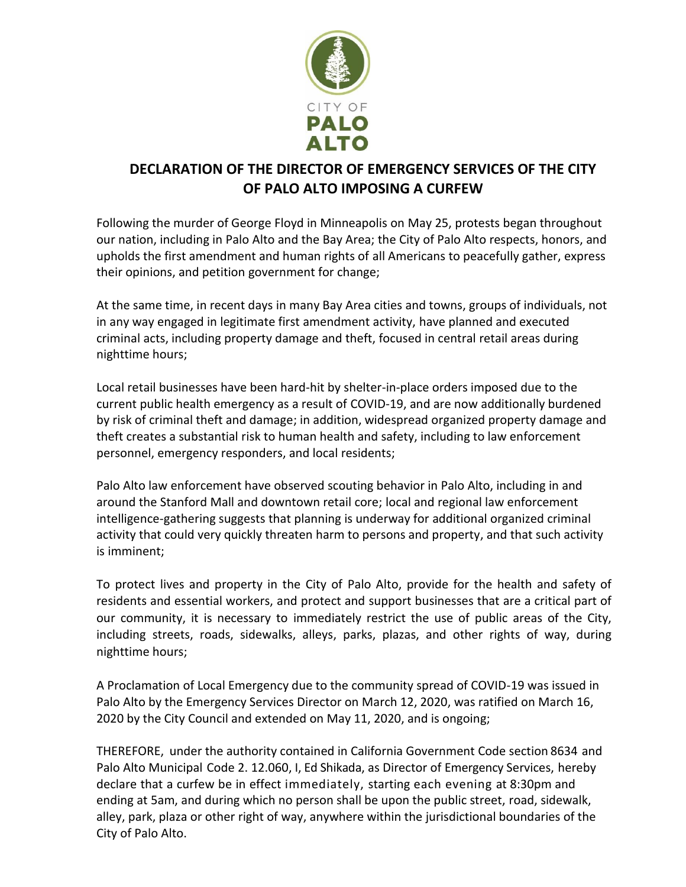CITY OF

PALO

ALTO

# DECLARATION OF THE DIRECTOR OF EMERGENCY SERVICES OF THE CITY OF PALO ALTO IMPOSING A CURFEW

Following the murder of George Floyd in Minneapolis on May 25, protests began throughout our nation, including in Palo Alto and the Bay Area; the City of Palo Alto respects, honors, and upholds the first amendment and human rights of all Americans to peacefully gather, express their opinions, and petition government for change;

At the same time, in recent days in many Bay Area cities and towns, groups of individuals, not in any way engaged in legitimate first amendment activity, have planned and executed criminal acts, including property damage and theft, focused in central retail areas during nighttime hours;

Local retail businesses have been hard-hit by shelter-in-place orders imposed due to the current public health emergency as a result of COVID-19, and are now additionally burdened by risk of criminal theft and damage; in addition, widespread organized property damage and theft creates a substantial risk to human health and safety, including to law enforcement personnel, emergency responders, and local residents;

Palo Alto law enforcement have observed scouting behavior in Palo Alto, including in and around the Stanford Mall and downtown retail core; local and regional law enforcement intelligence-gathering suggests that planning is underway for additional organized criminal activity that could very quickly threaten harm to persons and property, and that such activity is imminent;

To protect lives and property in the City of Palo Alto, provide for the health and safety of residents and essential workers, and protect and support businesses that are a critical part of our community, it is necessary to immediately restrict the use of public areas of the City, including streets, roads, sidewalks, alleys, parks, plazas, and other rights of way, during nighttime hours;

A Proclamation of Local Emergency due to the community spread of COVID-19 was issued in Palo Alto by the Emergency Services Director on March 12, 2020, was ratified on March 16, 2020 by the City Council and extended on May 11, 2020, and is ongoing;

THEREFORE, under the authority contained in California Government Code section 8634 and Palo Alto Municipal Code 2. 12.060, I, Ed Shikada, as Director of Emergency Services, hereby declare that a curfew be in effect immediately, starting each evening at 8:30pm and ending at 5am, and during which no person shall be upon the public street, road, sidewalk, alley, park, plaza or other right of way, anywhere within the jurisdictional boundaries of the City of Palo Alto.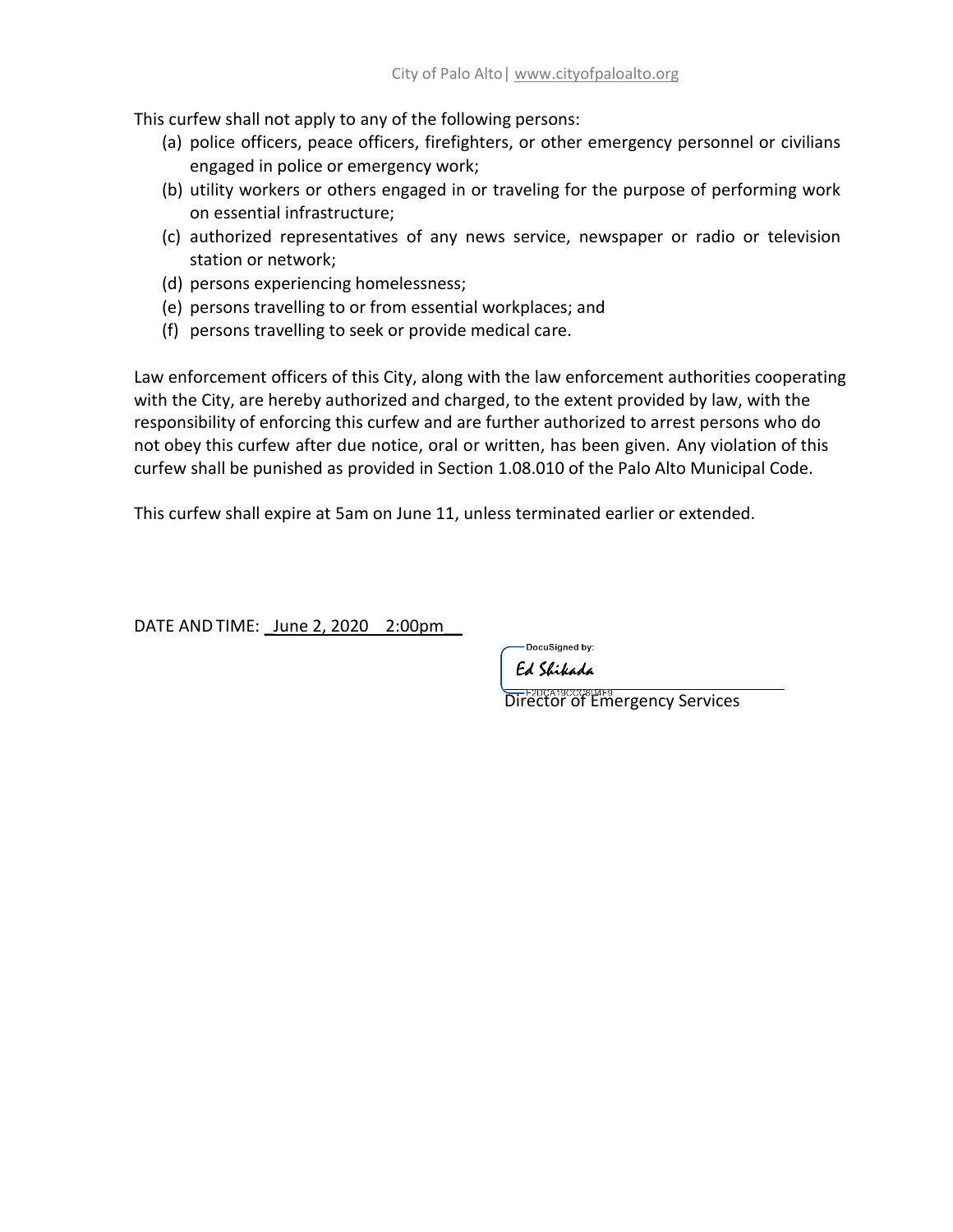This curfew shall not apply to any of the following persons:

(a) police officers, peace officers, firefighters, or other emergency personnel or civilians engaged in police or emergency work;
(b) utility workers or others engaged in or traveling for the purpose of performing work on essential infrastructure;
(c) authorized representatives of any news service, newspaper or radio or television station or network;
(d) persons experiencing homelessness;
(e) persons travelling to or from essential workplaces; and
(f) persons travelling to seek or provide medical care.

Law enforcement officers of this City, along with the law enforcement authorities cooperating with the City, are hereby authorized and charged, to the extent provided by law, with the responsibility of enforcing this curfew and are further authorized to arrest persons who do not obey this curfew after due notice, oral or written, has been given. Any violation of this curfew shall be punished as provided in Section 1.08.010 of the Palo Alto Municipal Code.

This curfew shall expire at 5am on June 11, unless terminated earlier or extended.

DATE AND TIME: June 2, 2020 2:00pm

DocuSigned by:
Ed Shikada
E2DCA19CCC8D4F9
Director of Emergency Services